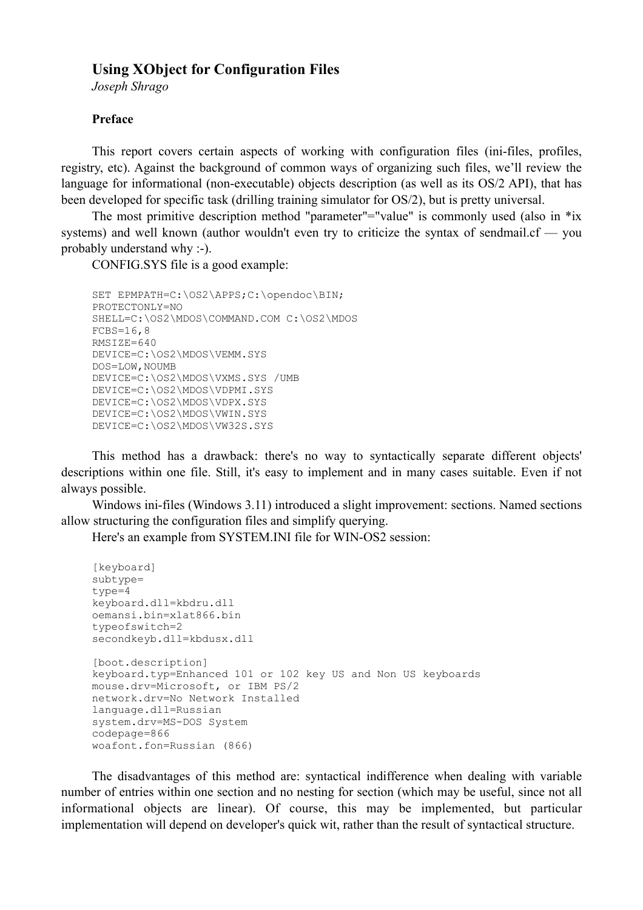# Using XObject for Configuration Files

*Joseph Shrago*

### Preface

This report covers certain aspects of working with configuration files (ini-files, profiles, registry, etc). Against the background of common ways of organizing such files, we'll review the language for informational (non-executable) objects description (as well as its OS/2 API), that has been developed for specific task (drilling training simulator for OS/2), but is pretty universal.

The most primitive description method "parameter"="value" is commonly used (also in *ix systems) and well known (author wouldn't even try to criticize the syntax of sendmail.cf — you probably understand why :-).

CONFIG.SYS file is a good example:

```
SET EPMPATH=C:\OS2\APPS;C:\opendoc\BIN;
PROTECTONLY=NO
SHELL=C:\OS2\MDOS\COMMAND.COM C:\OS2\MDOS
FCBS=16,8
RMSIZE=640
DEVICE=C:\OS2\MDOS\VEMM.SYS
DOS=LOW,NOUMB
DEVICE=C:\OS2\MDOS\VXMS.SYS /UMB
DEVICE=C:\OS2\MDOS\VDPMI.SYS
DEVICE=C:\OS2\MDOS\VDPX.SYS
DEVICE=C:\OS2\MDOS\VWIN.SYS
DEVICE=C:\OS2\MDOS\VW32S.SYS
```

This method has a drawback: there's no way to syntactically separate different objects' descriptions within one file. Still, it's easy to implement and in many cases suitable. Even if not always possible.

Windows ini-files (Windows 3.11) introduced a slight improvement: sections. Named sections allow structuring the configuration files and simplify querying.

Here's an example from SYSTEM.INI file for WIN-OS2 session:

```
[keyboard]
subtype=
type=4
keyboard.dll=kbdru.dll
oemansi.bin=xlat866.bin
typeofswitch=2
secondkeyb.dll=kbdusx.dll

[boot.description]
keyboard.typ=Enhanced 101 or 102 key US and Non US keyboards
mouse.drv=Microsoft, or IBM PS/2
network.drv=No Network Installed
language.dll=Russian
system.drv=MS-DOS System
codepage=866
woafont.fon=Russian (866)
```

The disadvantages of this method are: syntactical indifference when dealing with variable number of entries within one section and no nesting for section (which may be useful, since not all informational objects are linear). Of course, this may be implemented, but particular implementation will depend on developer's quick wit, rather than the result of syntactical structure.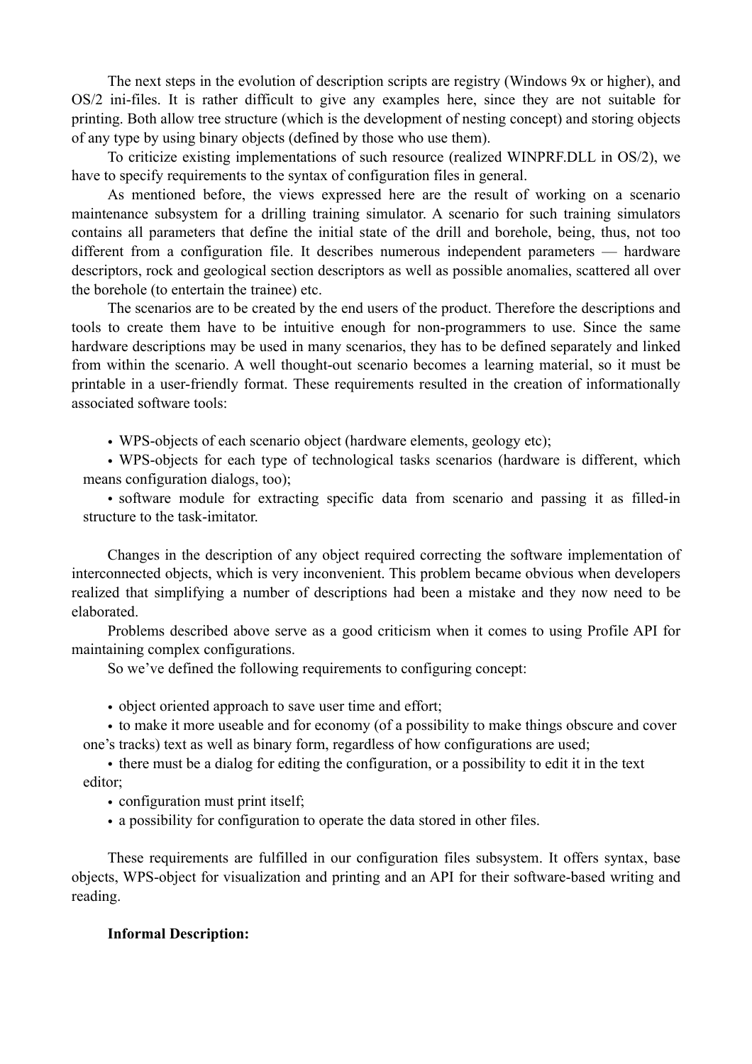The next steps in the evolution of description scripts are registry (Windows 9x or higher), and OS/2 ini-files. It is rather difficult to give any examples here, since they are not suitable for printing. Both allow tree structure (which is the development of nesting concept) and storing objects of any type by using binary objects (defined by those who use them).

To criticize existing implementations of such resource (realized WINPRF.DLL in OS/2), we have to specify requirements to the syntax of configuration files in general.

As mentioned before, the views expressed here are the result of working on a scenario maintenance subsystem for a drilling training simulator. A scenario for such training simulators contains all parameters that define the initial state of the drill and borehole, being, thus, not too different from a configuration file. It describes numerous independent parameters — hardware descriptors, rock and geological section descriptors as well as possible anomalies, scattered all over the borehole (to entertain the trainee) etc.

The scenarios are to be created by the end users of the product. Therefore the descriptions and tools to create them have to be intuitive enough for non-programmers to use. Since the same hardware descriptions may be used in many scenarios, they has to be defined separately and linked from within the scenario. A well thought-out scenario becomes a learning material, so it must be printable in a user-friendly format. These requirements resulted in the creation of informationally associated software tools:

- WPS-objects of each scenario object (hardware elements, geology etc);
- WPS-objects for each type of technological tasks scenarios (hardware is different, which means configuration dialogs, too);
- software module for extracting specific data from scenario and passing it as filled-in structure to the task-imitator.

Changes in the description of any object required correcting the software implementation of interconnected objects, which is very inconvenient. This problem became obvious when developers realized that simplifying a number of descriptions had been a mistake and they now need to be elaborated.

Problems described above serve as a good criticism when it comes to using Profile API for maintaining complex configurations.

So we've defined the following requirements to configuring concept:

- object oriented approach to save user time and effort;
- to make it more useable and for economy (of a possibility to make things obscure and cover one's tracks) text as well as binary form, regardless of how configurations are used;
- there must be a dialog for editing the configuration, or a possibility to edit it in the text editor;
- configuration must print itself;
- a possibility for configuration to operate the data stored in other files.

These requirements are fulfilled in our configuration files subsystem. It offers syntax, base objects, WPS-object for visualization and printing and an API for their software-based writing and reading.

**Informal Description:**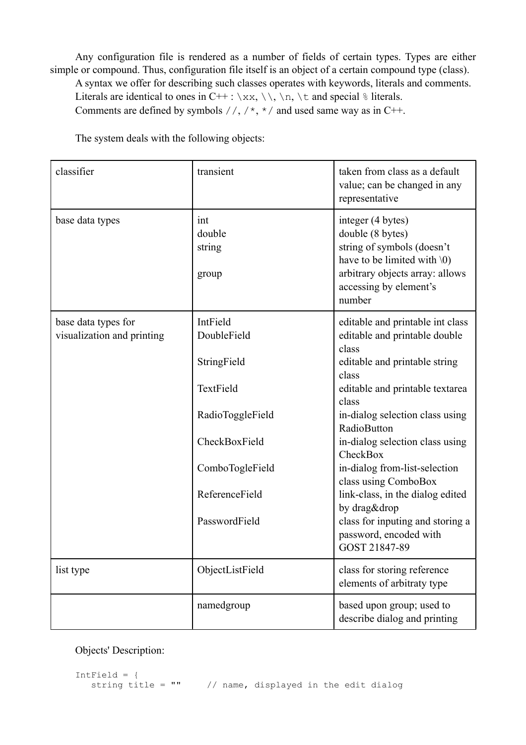Any configuration file is rendered as a number of fields of certain types. Types are either simple or compound. Thus, configuration file itself is an object of a certain compound type (class).

A syntax we offer for describing such classes operates with keywords, literals and comments.

Literals are identical to ones in C++ : `\xx`, `\\`, `\n`, `\t` and special `%` literals.

Comments are defined by symbols `//`, `/*`, `*/` and used same way as in C++.

The system deals with the following objects:

| | | |
|---|---|---|
| classifier | transient | taken from class as a default value; can be changed in any representative |
| base data types | int<br>double<br>string<br><br>group | integer (4 bytes)<br>double (8 bytes)<br>string of symbols (doesn't have to be limited with \0)<br>arbitrary objects array: allows accessing by element's number |
| base data types for visualization and printing | IntField<br>DoubleField<br><br>StringField<br><br>TextField<br><br>RadioToggleField<br><br>CheckBoxField<br><br>ComboTogleField<br><br>ReferenceField<br><br>PasswordField | editable and printable int class<br>editable and printable double class<br>editable and printable string class<br>editable and printable textarea class<br>in-dialog selection class using RadioButton<br>in-dialog selection class using CheckBox<br>in-dialog from-list-selection class using ComboBox<br>link-class, in the dialog edited by drag&drop<br>class for inputing and storing a password, encoded with GOST 21847-89 |
| list type | ObjectListField | class for storing reference elements of arbitraty type |
| | namedgroup | based upon group; used to describe dialog and printing |

Objects' Description:

```
IntField = {
   string title = ""     // name, displayed in the edit dialog
```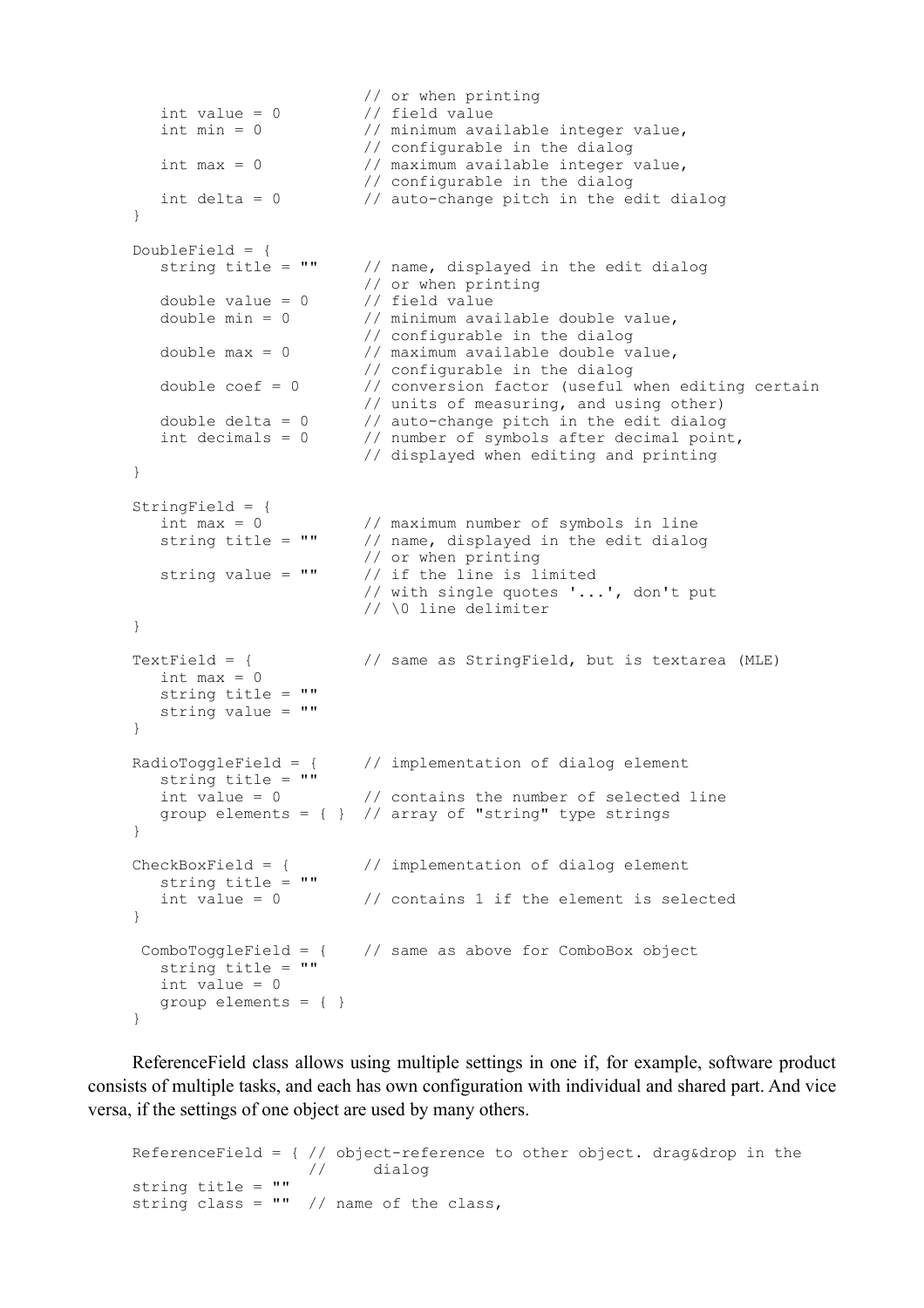```
                              // or when printing
      int value = 0           // field value
      int min = 0             // minimum available integer value,
                              // configurable in the dialog
      int max = 0             // maximum available integer value,
                              // configurable in the dialog
      int delta = 0           // auto-change pitch in the edit dialog
   }

   DoubleField = {
      string title = ""       // name, displayed in the edit dialog
                              // or when printing
      double value = 0        // field value
      double min = 0          // minimum available double value,
                              // configurable in the dialog
      double max = 0          // maximum available double value,
                              // configurable in the dialog
      double coef = 0         // conversion factor (useful when editing certain
                              // units of measuring, and using other)
      double delta = 0        // auto-change pitch in the edit dialog
      int decimals = 0        // number of symbols after decimal point,
                              // displayed when editing and printing
   }

   StringField = {
      int max = 0             // maximum number of symbols in line
      string title = ""       // name, displayed in the edit dialog
                              // or when printing
      string value = ""       // if the line is limited
                              // with single quotes '...', don't put
                              // \0 line delimiter
   }

   TextField = {              // same as StringField, but is textarea (MLE)
      int max = 0
      string title = ""
      string value = ""
   }

   RadioToggleField = {       // implementation of dialog element
      string title = ""
      int value = 0           // contains the number of selected line
      group elements = { }    // array of "string" type strings
   }

   CheckBoxField = {          // implementation of dialog element
      string title = ""
      int value = 0           // contains 1 if the element is selected
   }

    ComboToggleField = {      // same as above for ComboBox object
      string title = ""
      int value = 0
      group elements = { }
   }
```

ReferenceField class allows using multiple settings in one if, for example, software product consists of multiple tasks, and each has own configuration with individual and shared part. And vice versa, if the settings of one object are used by many others.

```
   ReferenceField = { // object-reference to other object. drag&drop in the
                      //     dialog
   string title = ""
   string class = ""  // name of the class,
```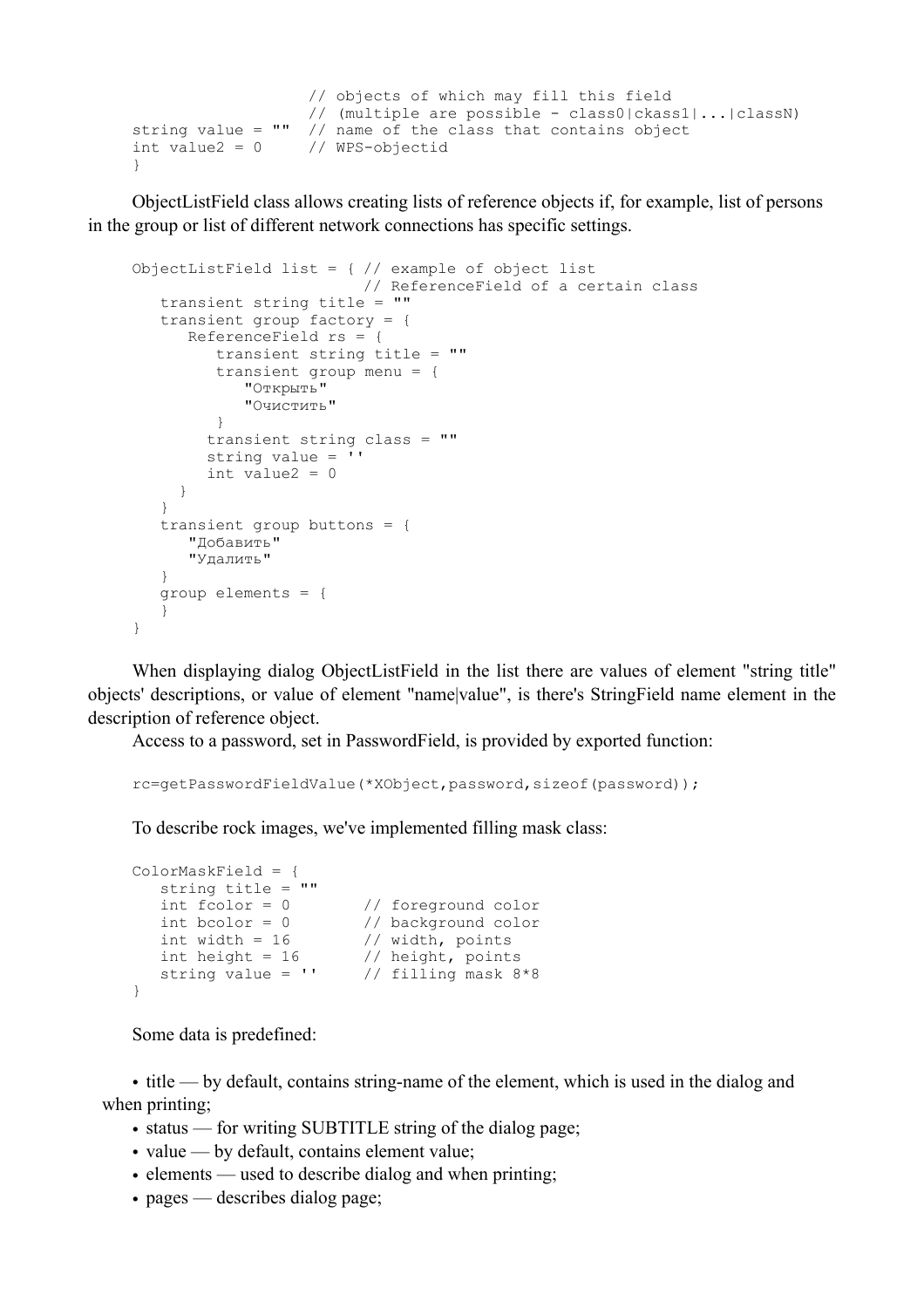```
                    // objects of which may fill this field
                    // (multiple are possible - class0|ckass1|...|classN)
string value = ""  // name of the class that contains object
int value2 = 0     // WPS-objectid
}
```

ObjectListField class allows creating lists of reference objects if, for example, list of persons in the group or list of different network connections has specific settings.

```
ObjectListField list = { // example of object list
                         // ReferenceField of a certain class
   transient string title = ""
   transient group factory = {
      ReferenceField rs = {
          transient string title = ""
          transient group menu = {
             "Открыть"
             "Очистить"
          }
         transient string class = ""
         string value = ''
         int value2 = 0
     }
   }
   transient group buttons = {
      "Добавить"
      "Удалить"
   }
   group elements = {
   }
}
```

When displaying dialog ObjectListField in the list there are values of element "string title" objects' descriptions, or value of element "name|value", is there's StringField name element in the description of reference object.

Access to a password, set in PasswordField, is provided by exported function:

```
rc=getPasswordFieldValue(*XObject,password,sizeof(password));
```

To describe rock images, we've implemented filling mask class:

```
ColorMaskField = {
   string title = ""
   int fcolor = 0        // foreground color
   int bcolor = 0        // background color
   int width = 16        // width, points
   int height = 16       // height, points
   string value = ''     // filling mask 8*8
}
```

Some data is predefined:

- title — by default, contains string-name of the element, which is used in the dialog and when printing;
- status — for writing SUBTITLE string of the dialog page;
- value — by default, contains element value;
- elements — used to describe dialog and when printing;
- pages — describes dialog page;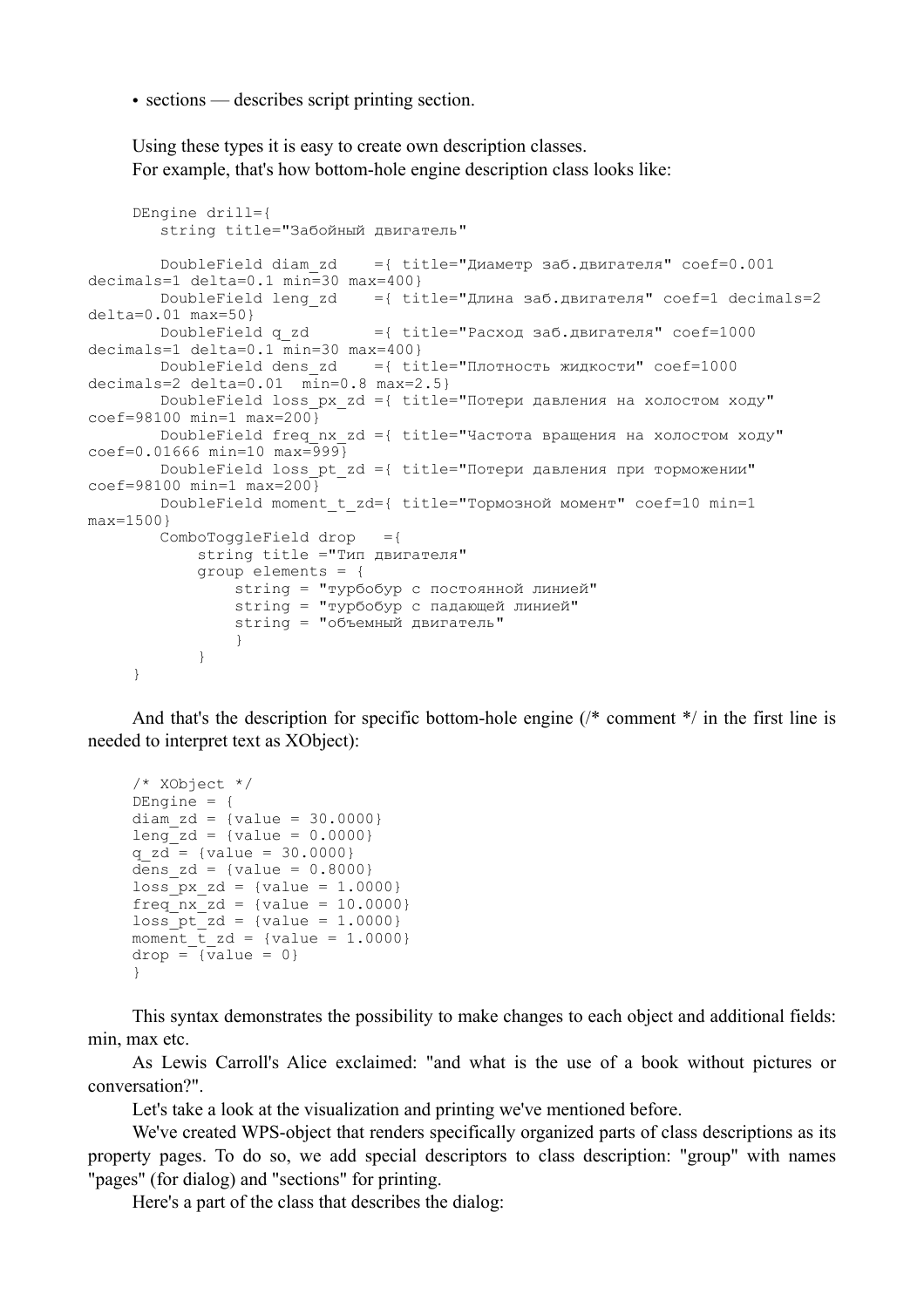- sections — describes script printing section.

Using these types it is easy to create own description classes.
For example, that's how bottom-hole engine description class looks like:

```
DEngine drill={
   string title="Забойный двигатель"

   DoubleField diam_zd    ={ title="Диаметр заб.двигателя" coef=0.001 
decimals=1 delta=0.1 min=30 max=400}
   DoubleField leng_zd    ={ title="Длина заб.двигателя" coef=1 decimals=2 
delta=0.01 max=50}
   DoubleField q_zd       ={ title="Расход заб.двигателя" coef=1000 
decimals=1 delta=0.1 min=30 max=400}
   DoubleField dens_zd    ={ title="Плотность жидкости" coef=1000 
decimals=2 delta=0.01  min=0.8 max=2.5}
   DoubleField loss_px_zd ={ title="Потери давления на холостом ходу" 
coef=98100 min=1 max=200}
   DoubleField freq_nx_zd ={ title="Частота вращения на холостом ходу" 
coef=0.01666 min=10 max=999}
   DoubleField loss_pt_zd ={ title="Потери давления при торможении" 
coef=98100 min=1 max=200}
   DoubleField moment_t_zd={ title="Тормозной момент" coef=10 min=1 
max=1500}
   ComboToggleField drop   ={
       string title ="Тип двигателя"
       group elements = {
           string = "турбобур с постоянной линией"
           string = "турбобур с падающей линией"
           string = "объемный двигатель"
           }
       }
}
```

And that's the description for specific bottom-hole engine (/* comment */ in the first line is needed to interpret text as XObject):

```
/* XObject */
DEngine = {
diam_zd = {value = 30.0000}
leng_zd = {value = 0.0000}
q_zd = {value = 30.0000}
dens_zd = {value = 0.8000}
loss_px_zd = {value = 1.0000}
freq_nx_zd = {value = 10.0000}
loss_pt_zd = {value = 1.0000}
moment_t_zd = {value = 1.0000}
drop = {value = 0}
}
```

This syntax demonstrates the possibility to make changes to each object and additional fields: min, max etc.

As Lewis Carroll's Alice exclaimed: "and what is the use of a book without pictures or conversation?".

Let's take a look at the visualization and printing we've mentioned before.

We've created WPS-object that renders specifically organized parts of class descriptions as its property pages. To do so, we add special descriptors to class description: "group" with names "pages" (for dialog) and "sections" for printing.

Here's a part of the class that describes the dialog: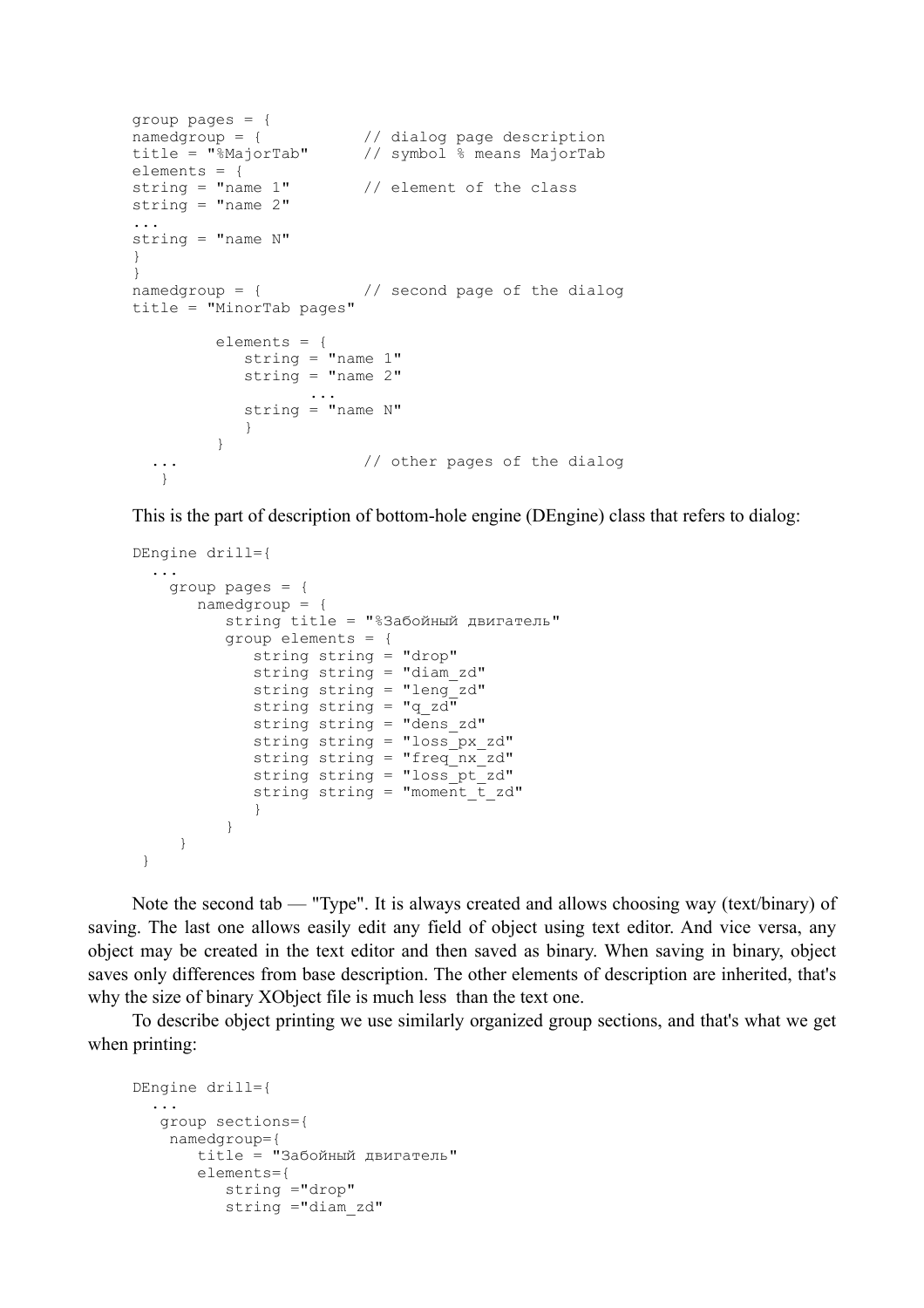```
group pages = {
namedgroup = {           // dialog page description
title = "%MajorTab"      // symbol % means MajorTab
elements = {
string = "name 1"        // element of the class
string = "name 2"
...
string = "name N"
}
}
namedgroup = {           // second page of the dialog
title = "MinorTab pages"

         elements = {
            string = "name 1"
            string = "name 2"
                   ...
            string = "name N"
            }
         }
  ...                    // other pages of the dialog
   }
```

This is the part of description of bottom-hole engine (DEngine) class that refers to dialog:

```
DEngine drill={
  ...
    group pages = {
       namedgroup = {
          string title = "%Забойный двигатель"
          group elements = {
             string string = "drop"
             string string = "diam_zd"
             string string = "leng_zd"
             string string = "q_zd"
             string string = "dens_zd"
             string string = "loss_px_zd"
             string string = "freq_nx_zd"
             string string = "loss_pt_zd"
             string string = "moment_t_zd"
             }
          }
     }
 }
```

Note the second tab — "Type". It is always created and allows choosing way (text/binary) of saving. The last one allows easily edit any field of object using text editor. And vice versa, any object may be created in the text editor and then saved as binary. When saving in binary, object saves only differences from base description. The other elements of description are inherited, that's why the size of binary XObject file is much less than the text one.

To describe object printing we use similarly organized group sections, and that's what we get when printing:

```
DEngine drill={
  ...
   group sections={
    namedgroup={
       title = "Забойный двигатель"
       elements={
          string ="drop"
          string ="diam_zd"
```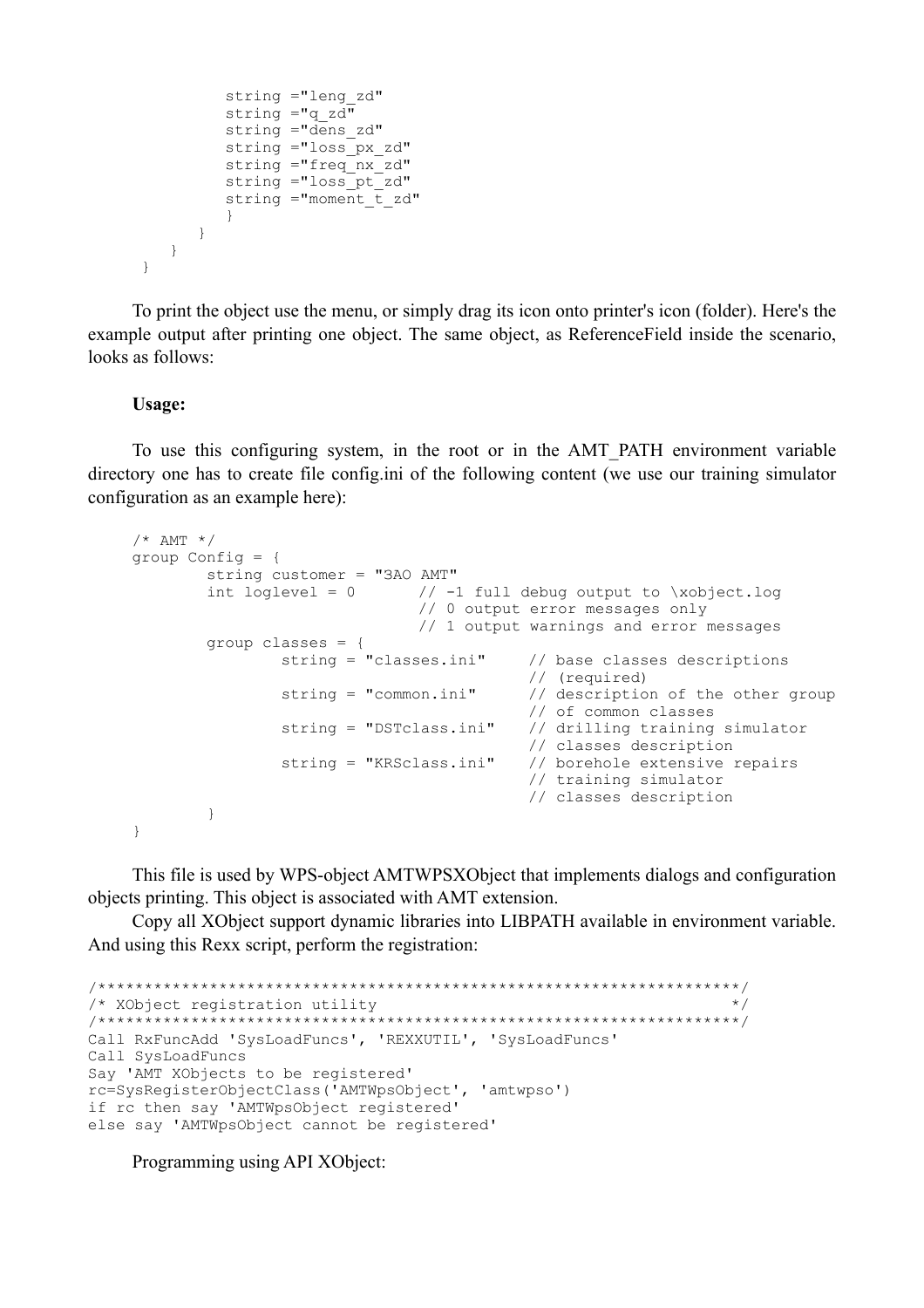```
            string ="leng_zd"
            string ="q_zd"
            string ="dens_zd"
            string ="loss_px_zd"
            string ="freq_nx_zd"
            string ="loss_pt_zd"
            string ="moment_t_zd"
            }
         }
      }
   }
```

To print the object use the menu, or simply drag its icon onto printer's icon (folder). Here's the example output after printing one object. The same object, as ReferenceField inside the scenario, looks as follows:

**Usage:**

To use this configuring system, in the root or in the AMT_PATH environment variable directory one has to create file config.ini of the following content (we use our training simulator configuration as an example here):

```
/* AMT */
group Config = {
        string customer = "ЗАО AMT"
        int loglevel = 0        // -1 full debug output to \xobject.log
                                // 0 output error messages only
                                // 1 output warnings and error messages
        group classes = {
                string = "classes.ini"     // base classes descriptions
                                           // (required)
                string = "common.ini"      // description of the other group
                                           // of common classes
                string = "DSTclass.ini"    // drilling training simulator
                                           // classes description
                string = "KRSclass.ini"    // borehole extensive repairs
                                           // training simulator
                                           // classes description
        }
}
```

This file is used by WPS-object AMTWPSXObject that implements dialogs and configuration objects printing. This object is associated with AMT extension.

Copy all XObject support dynamic libraries into LIBPATH available in environment variable. And using this Rexx script, perform the registration:

```
/********************************************************************/
/* XObject registration utility                                     */
/********************************************************************/
Call RxFuncAdd 'SysLoadFuncs', 'REXXUTIL', 'SysLoadFuncs'
Call SysLoadFuncs
Say 'AMT XObjects to be registered'
rc=SysRegisterObjectClass('AMTWpsObject', 'amtwpso')
if rc then say 'AMTWpsObject registered'
else say 'AMTWpsObject cannot be registered'
```

Programming using API XObject: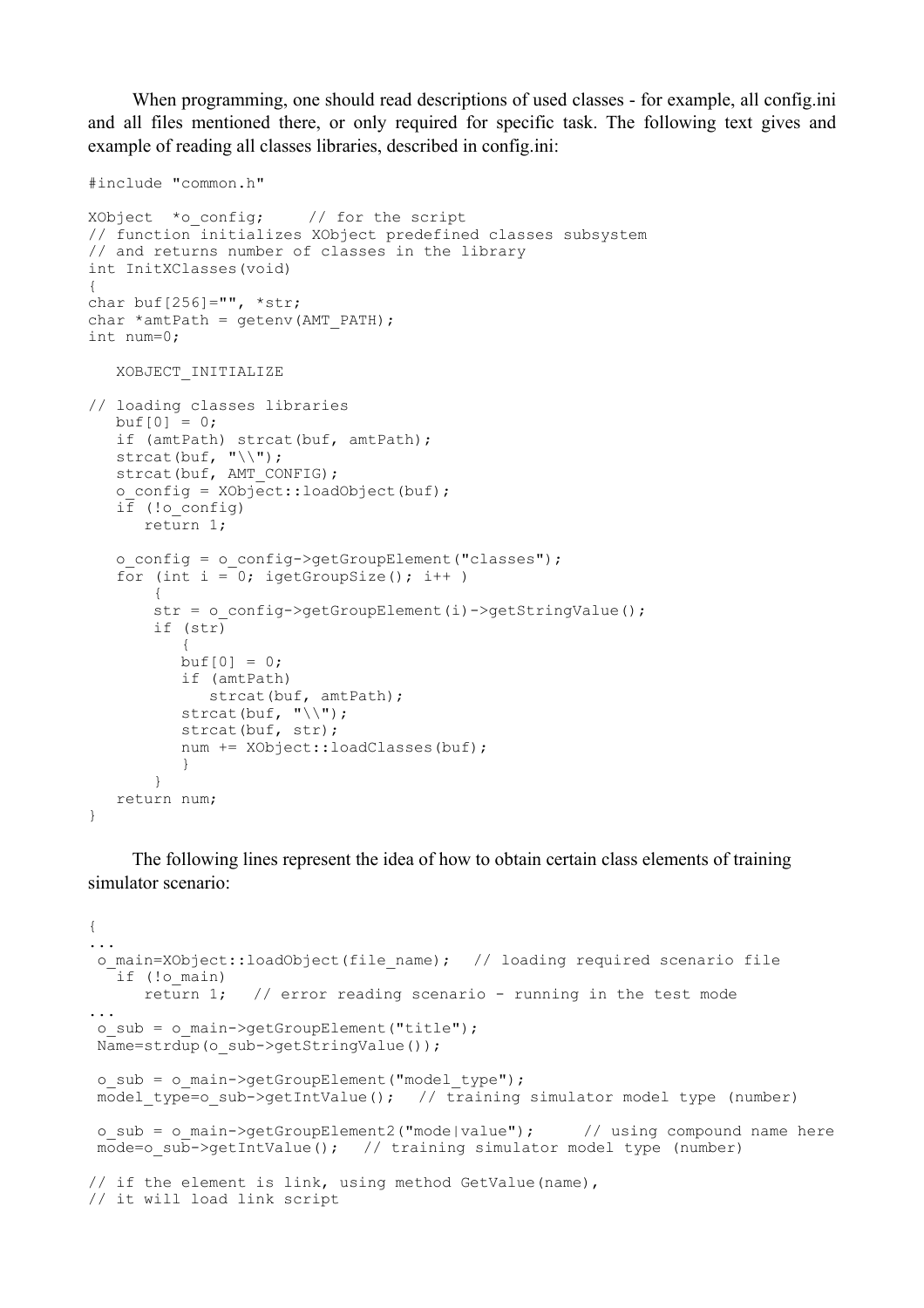When programming, one should read descriptions of used classes - for example, all config.ini and all files mentioned there, or only required for specific task. The following text gives and example of reading all classes libraries, described in config.ini:

```
#include "common.h"

XObject  *o_config;     // for the script
// function initializes XObject predefined classes subsystem
// and returns number of classes in the library
int InitXClasses(void)
{
char buf[256]="", *str;
char *amtPath = getenv(AMT_PATH);
int num=0;

   XOBJECT_INITIALIZE

// loading classes libraries
   buf[0] = 0;
   if (amtPath) strcat(buf, amtPath);
   strcat(buf, "\\");
   strcat(buf, AMT_CONFIG);
   o_config = XObject::loadObject(buf);
   if (!o_config)
      return 1;

   o_config = o_config->getGroupElement("classes");
   for (int i = 0; igetGroupSize(); i++ )
       {
       str = o_config->getGroupElement(i)->getStringValue();
       if (str)
          {
          buf[0] = 0;
          if (amtPath)
             strcat(buf, amtPath);
          strcat(buf, "\\");
          strcat(buf, str);
          num += XObject::loadClasses(buf);
          }
       }
   return num;
}
```

The following lines represent the idea of how to obtain certain class elements of training simulator scenario:

```
{
...
 o_main=XObject::loadObject(file_name);  // loading required scenario file
   if (!o_main)
      return 1;   // error reading scenario - running in the test mode
...
 o_sub = o_main->getGroupElement("title");
 Name=strdup(o_sub->getStringValue());

 o_sub = o_main->getGroupElement("model_type");
 model_type=o_sub->getIntValue();  // training simulator model type (number)

 o_sub = o_main->getGroupElement2("mode|value");     // using compound name here
 mode=o_sub->getIntValue();  // training simulator model type (number)

// if the element is link, using method GetValue(name),
// it will load link script
```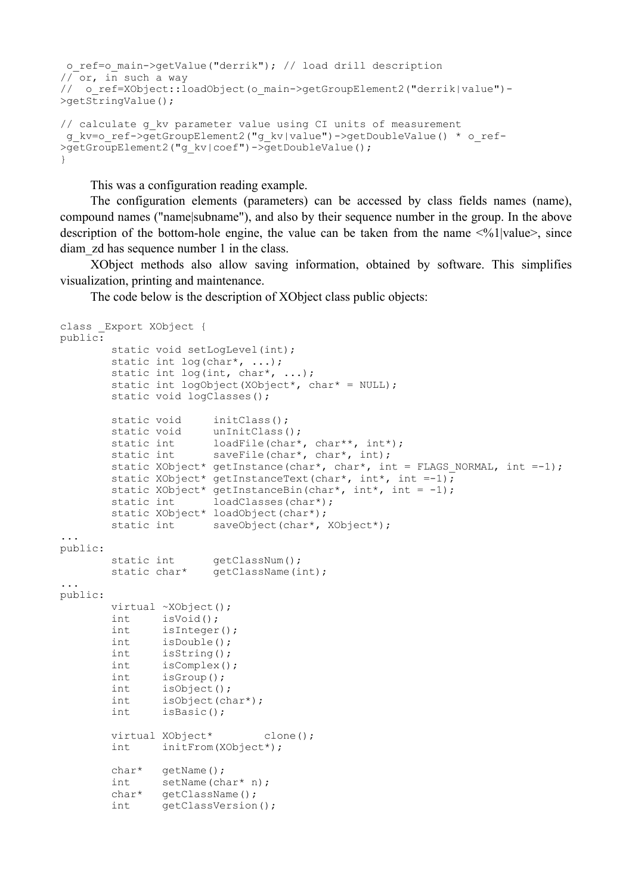```
 o_ref=o_main->getValue("derrik"); // load drill description
// or, in such a way
//  o_ref=XObject::loadObject(o_main->getGroupElement2("derrik|value")->getStringValue();

// calculate g_kv parameter value using CI units of measurement
 g_kv=o_ref->getGroupElement2("g_kv|value")->getDoubleValue() * o_ref->getGroupElement2("g_kv|coef")->getDoubleValue();
}
```

This was a configuration reading example.

The configuration elements (parameters) can be accessed by class fields names (name), compound names ("name|subname"), and also by their sequence number in the group. In the above description of the bottom-hole engine, the value can be taken from the name <%1|value>, since diam_zd has sequence number 1 in the class.

XObject methods also allow saving information, obtained by software. This simplifies visualization, printing and maintenance.

The code below is the description of XObject class public objects:

```
class _Export XObject {
public:
        static void setLogLevel(int);
        static int log(char*, ...);
        static int log(int, char*, ...);
        static int logObject(XObject*, char* = NULL);
        static void logClasses();

        static void     initClass();
        static void     unInitClass();
        static int      loadFile(char*, char**, int*);
        static int      saveFile(char*, char*, int);
        static XObject* getInstance(char*, char*, int = FLAGS_NORMAL, int =-1);
        static XObject* getInstanceText(char*, int*, int =-1);
        static XObject* getInstanceBin(char*, int*, int = -1);
        static int      loadClasses(char*);
        static XObject* loadObject(char*);
        static int      saveObject(char*, XObject*);
...
public:
        static int      getClassNum();
        static char*    getClassName(int);
...
public:
        virtual ~XObject();
        int     isVoid();
        int     isInteger();
        int     isDouble();
        int     isString();
        int     isComplex();
        int     isGroup();
        int     isObject();
        int     isObject(char*);
        int     isBasic();

        virtual XObject*        clone();
        int     initFrom(XObject*);

        char*   getName();
        int     setName(char* n);
        char*   getClassName();
        int     getClassVersion();
```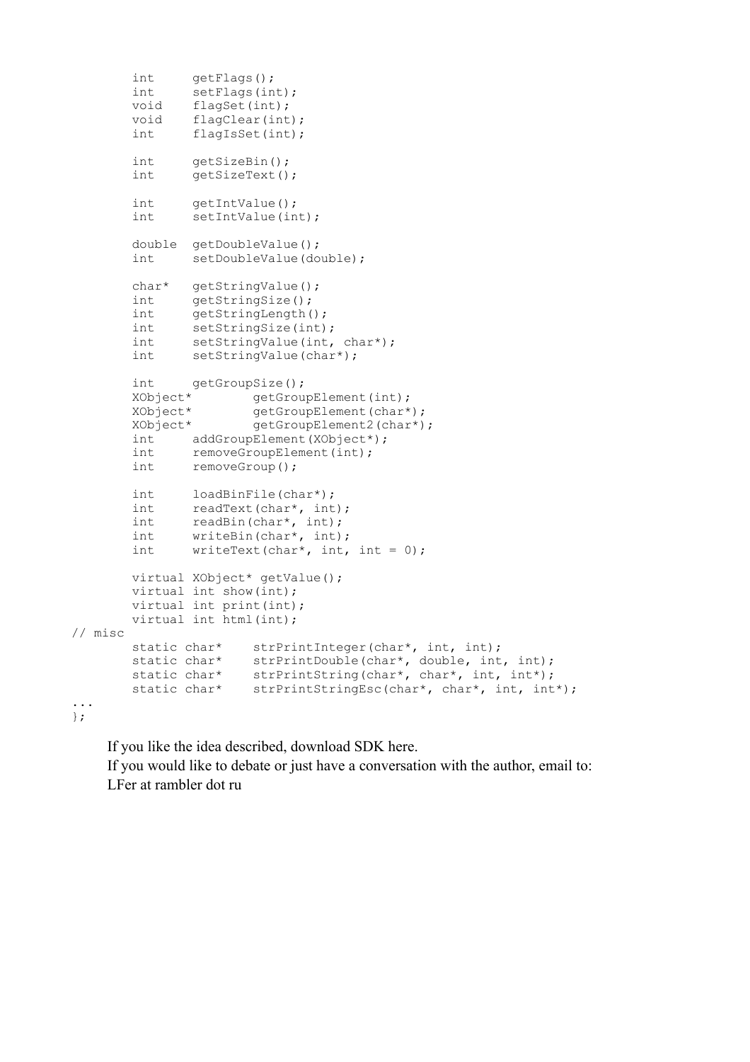```
        int     getFlags();
        int     setFlags(int);
        void    flagSet(int);
        void    flagClear(int);
        int     flagIsSet(int);

        int     getSizeBin();
        int     getSizeText();

        int     getIntValue();
        int     setIntValue(int);

        double  getDoubleValue();
        int     setDoubleValue(double);

        char*   getStringValue();
        int     getStringSize();
        int     getStringLength();
        int     setStringSize(int);
        int     setStringValue(int, char*);
        int     setStringValue(char*);

        int     getGroupSize();
        XObject*        getGroupElement(int);
        XObject*        getGroupElement(char*);
        XObject*        getGroupElement2(char*);
        int     addGroupElement(XObject*);
        int     removeGroupElement(int);
        int     removeGroup();

        int     loadBinFile(char*);
        int     readText(char*, int);
        int     readBin(char*, int);
        int     writeBin(char*, int);
        int     writeText(char*, int, int = 0);

        virtual XObject* getValue();
        virtual int show(int);
        virtual int print(int);
        virtual int html(int);
// misc
        static char*    strPrintInteger(char*, int, int);
        static char*    strPrintDouble(char*, double, int, int);
        static char*    strPrintString(char*, char*, int, int*);
        static char*    strPrintStringEsc(char*, char*, int, int*);
...
};
```

If you like the idea described, download SDK here.

If you would like to debate or just have a conversation with the author, email to: LFer at rambler dot ru